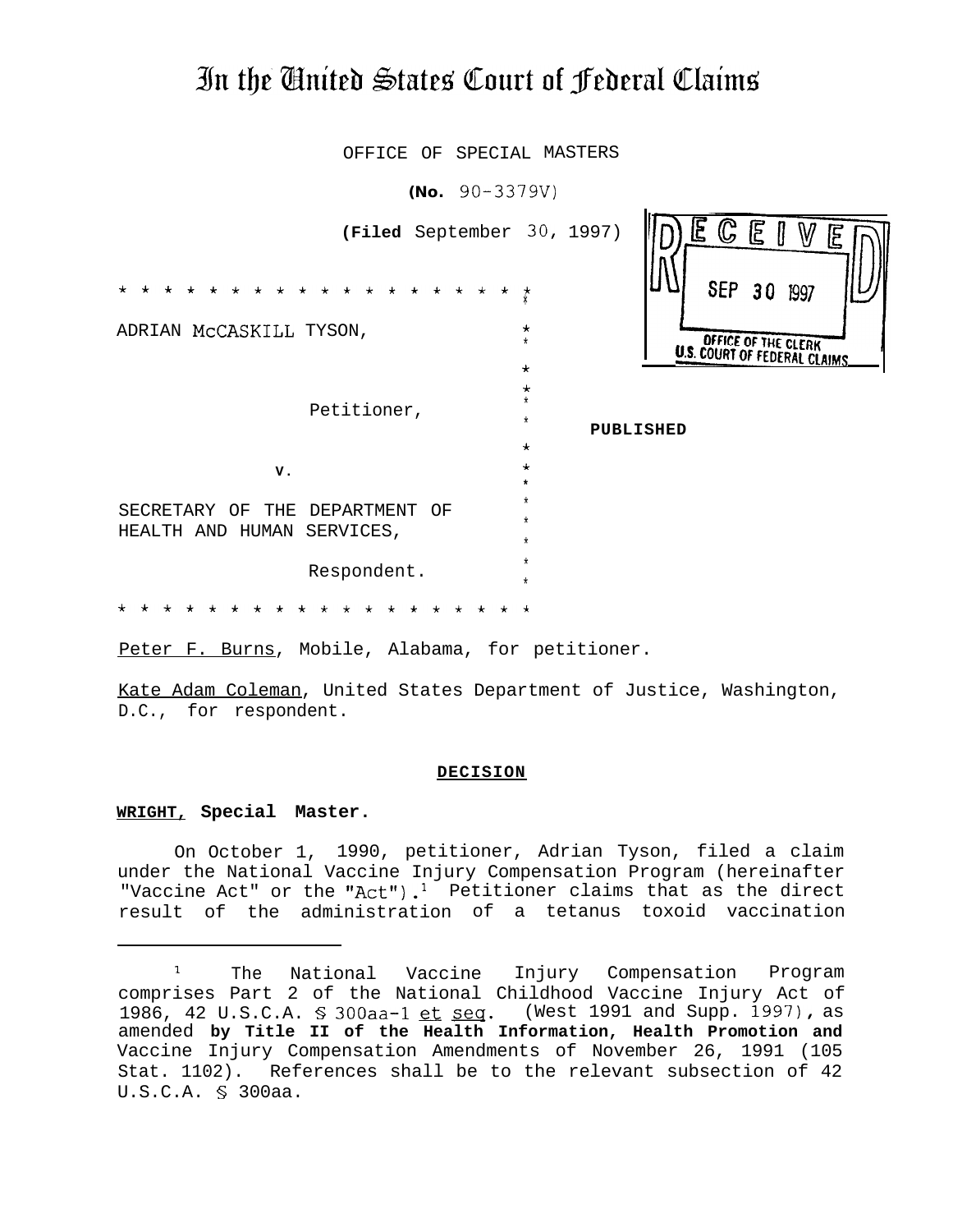# In the United States Court of Federal Claims

OFFICE OF SPECIAL MASTERS

**(No. 90-3379V)**

**(Filed** September 30, 1997)

RECEIVED
SEP 30 1997
OFFICE OF THE CLERK
U.S. COURT OF FEDERAL CLAIMS

* * * * * * * * * * * * * * * * * * * * *

ADRIAN McCASKILL TYSON,

Petitioner,

**v.**

SECRETARY OF THE DEPARTMENT OF HEALTH AND HUMAN SERVICES,

Respondent.

* * * * * * * * * * * * * * * * * * * * *

**PUBLISHED**

Peter F. Burns, Mobile, Alabama, for petitioner.

Kate Adam Coleman, United States Department of Justice, Washington, D.C., for respondent.

**DECISION**

**WRIGHT, Special Master.**

On October 1, 1990, petitioner, Adrian Tyson, filed a claim under the National Vaccine Injury Compensation Program (hereinafter "Vaccine Act" or the "Act").[1] Petitioner claims that as the direct result of the administration of a tetanus toxoid vaccination

[1] The National Vaccine Injury Compensation Program comprises Part 2 of the National Childhood Vaccine Injury Act of 1986, 42 U.S.C.A. § 300aa-1 et seq. (West 1991 and Supp. 1997), as amended **by Title II of the Health Information, Health Promotion and** Vaccine Injury Compensation Amendments of November 26, 1991 (105 Stat. 1102). References shall be to the relevant subsection of 42 U.S.C.A. § 300aa.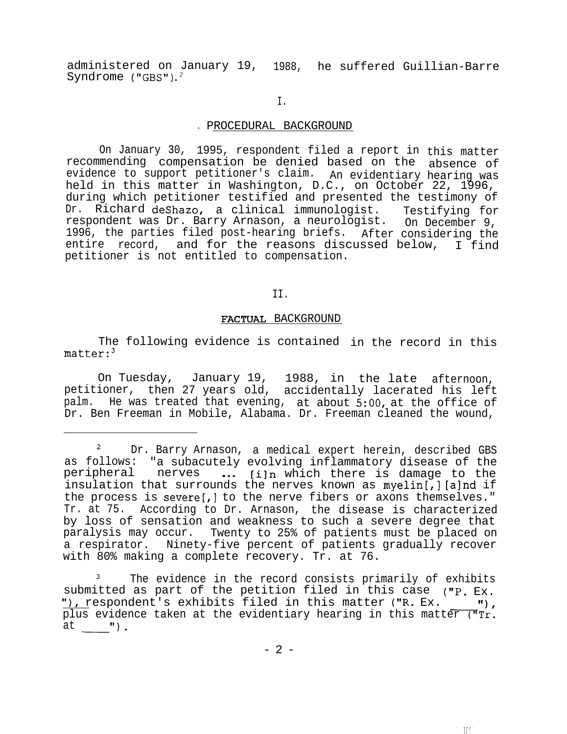administered on January 19, 1988, he suffered Guillian-Barre Syndrome ("GBS").[2]

I.

## PROCEDURAL BACKGROUND

On January 30, 1995, respondent filed a report in this matter recommending compensation be denied based on the absence of evidence to support petitioner's claim. An evidentiary hearing was held in this matter in Washington, D.C., on October 22, 1996, during which petitioner testified and presented the testimony of Dr. Richard deShazo, a clinical immunologist. Testifying for respondent was Dr. Barry Arnason, a neurologist. On December 9, 1996, the parties filed post-hearing briefs. After considering the entire record, and for the reasons discussed below, I find petitioner is not entitled to compensation.

II.

## FACTUAL BACKGROUND

The following evidence is contained in the record in this matter:[3]

On Tuesday, January 19, 1988, in the late afternoon, petitioner, then 27 years old, accidentally lacerated his left palm. He was treated that evening, at about 5:00, at the office of Dr. Ben Freeman in Mobile, Alabama. Dr. Freeman cleaned the wound,

---

[2] Dr. Barry Arnason, a medical expert herein, described GBS as follows: "a subacutely evolving inflammatory disease of the peripheral nerves ... [i]n which there is damage to the insulation that surrounds the nerves known as myelin[,] [a]nd if the process is severe[,] to the nerve fibers or axons themselves." Tr. at 75. According to Dr. Arnason, the disease is characterized by loss of sensation and weakness to such a severe degree that paralysis may occur. Twenty to 25% of patients must be placed on a respirator. Ninety-five percent of patients gradually recover with 80% making a complete recovery. Tr. at 76.

[3] The evidence in the record consists primarily of exhibits submitted as part of the petition filed in this case ("P. Ex. \_\_"), respondent's exhibits filed in this matter ("R. Ex. \_\_"), plus evidence taken at the evidentiary hearing in this matter ("Tr. at \_\_").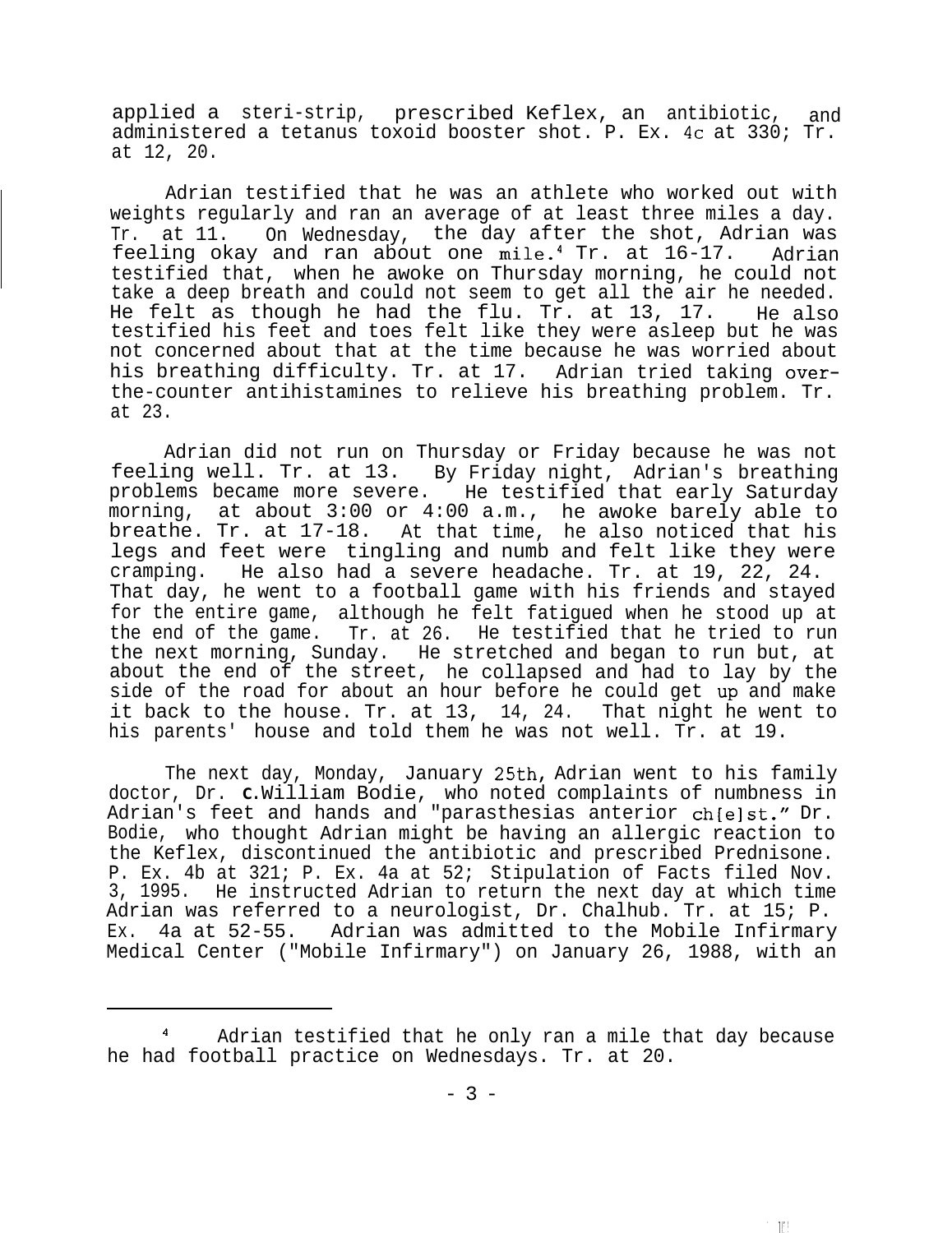applied a steri-strip, prescribed Keflex, an antibiotic, and administered a tetanus toxoid booster shot. P. Ex. 4c at 330; Tr. at 12, 20.

Adrian testified that he was an athlete who worked out with weights regularly and ran an average of at least three miles a day. Tr. at 11. On Wednesday, the day after the shot, Adrian was feeling okay and ran about one mile.[4] Tr. at 16-17. Adrian testified that, when he awoke on Thursday morning, he could not take a deep breath and could not seem to get all the air he needed. He felt as though he had the flu. Tr. at 13, 17. He also testified his feet and toes felt like they were asleep but he was not concerned about that at the time because he was worried about his breathing difficulty. Tr. at 17. Adrian tried taking over-the-counter antihistamines to relieve his breathing problem. Tr. at 23.

Adrian did not run on Thursday or Friday because he was not feeling well. Tr. at 13. By Friday night, Adrian's breathing problems became more severe. He testified that early Saturday morning, at about 3:00 or 4:00 a.m., he awoke barely able to breathe. Tr. at 17-18. At that time, he also noticed that his legs and feet were tingling and numb and felt like they were cramping. He also had a severe headache. Tr. at 19, 22, 24. That day, he went to a football game with his friends and stayed for the entire game, although he felt fatigued when he stood up at the end of the game. Tr. at 26. He testified that he tried to run the next morning, Sunday. He stretched and began to run but, at about the end of the street, he collapsed and had to lay by the side of the road for about an hour before he could get up and make it back to the house. Tr. at 13, 14, 24. That night he went to his parents' house and told them he was not well. Tr. at 19.

The next day, Monday, January 25th, Adrian went to his family doctor, Dr. C. William Bodie, who noted complaints of numbness in Adrian's feet and hands and "parasthesias anterior ch[e]st." Dr. Bodie, who thought Adrian might be having an allergic reaction to the Keflex, discontinued the antibiotic and prescribed Prednisone. P. Ex. 4b at 321; P. Ex. 4a at 52; Stipulation of Facts filed Nov. 3, 1995. He instructed Adrian to return the next day at which time Adrian was referred to a neurologist, Dr. Chalhub. Tr. at 15; P. Ex. 4a at 52-55. Adrian was admitted to the Mobile Infirmary Medical Center ("Mobile Infirmary") on January 26, 1988, with an

---

[4] Adrian testified that he only ran a mile that day because he had football practice on Wednesdays. Tr. at 20.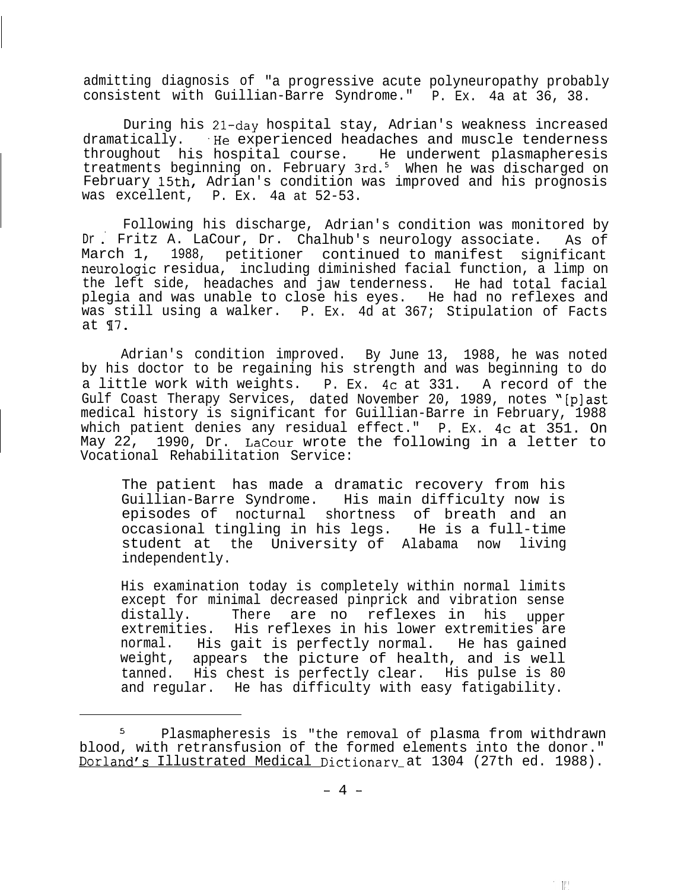admitting diagnosis of "a progressive acute polyneuropathy probably consistent with Guillian-Barre Syndrome." P. Ex. 4a at 36, 38.

During his 21-day hospital stay, Adrian's weakness increased dramatically. He experienced headaches and muscle tenderness throughout his hospital course. He underwent plasmapheresis treatments beginning on. February 3rd.[5] When he was discharged on February 15th, Adrian's condition was improved and his prognosis was excellent, P. Ex. 4a at 52-53.

Following his discharge, Adrian's condition was monitored by Dr. Fritz A. LaCour, Dr. Chalhub's neurology associate. As of March 1, 1988, petitioner continued to manifest significant neurologic residua, including diminished facial function, a limp on the left side, headaches and jaw tenderness. He had total facial plegia and was unable to close his eyes. He had no reflexes and was still using a walker. P. Ex. 4d at 367; Stipulation of Facts at ¶7.

Adrian's condition improved. By June 13, 1988, he was noted by his doctor to be regaining his strength and was beginning to do a little work with weights. P. Ex. 4c at 331. A record of the Gulf Coast Therapy Services, dated November 20, 1989, notes "[p]ast medical history is significant for Guillian-Barre in February, 1988 which patient denies any residual effect." P. Ex. 4c at 351. On May 22, 1990, Dr. LaCour wrote the following in a letter to Vocational Rehabilitation Service:

> The patient has made a dramatic recovery from his Guillian-Barre Syndrome. His main difficulty now is episodes of nocturnal shortness of breath and an occasional tingling in his legs. He is a full-time student at the University of Alabama now living independently.
>
> His examination today is completely within normal limits except for minimal decreased pinprick and vibration sense distally. There are no reflexes in his upper extremities. His reflexes in his lower extremities are normal. His gait is perfectly normal. He has gained weight, appears the picture of health, and is well tanned. His chest is perfectly clear. His pulse is 80 and regular. He has difficulty with easy fatigability.

---

[5] Plasmapheresis is "the removal of plasma from withdrawn blood, with retransfusion of the formed elements into the donor." Dorland's Illustrated Medical Dictionary at 1304 (27th ed. 1988).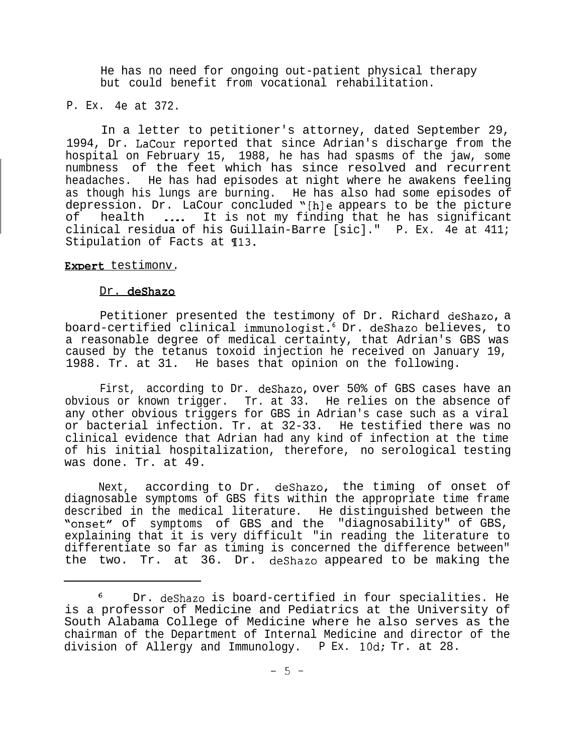He has no need for ongoing out-patient physical therapy but could benefit from vocational rehabilitation.

P. Ex. 4e at 372.

In a letter to petitioner's attorney, dated September 29, 1994, Dr. LaCour reported that since Adrian's discharge from the hospital on February 15, 1988, he has had spasms of the jaw, some numbness of the feet which has since resolved and recurrent headaches. He has had episodes at night where he awakens feeling as though his lungs are burning. He has also had some episodes of depression. Dr. LaCour concluded "[h]e appears to be the picture of health .... It is not my finding that he has significant clinical residua of his Guillain-Barre [sic]." P. Ex. 4e at 411; Stipulation of Facts at ¶13.

**Expert testimony.**

Dr. deShazo

Petitioner presented the testimony of Dr. Richard deShazo, a board-certified clinical immunologist.[6] Dr. deShazo believes, to a reasonable degree of medical certainty, that Adrian's GBS was caused by the tetanus toxoid injection he received on January 19, 1988. Tr. at 31. He bases that opinion on the following.

First, according to Dr. deShazo, over 50% of GBS cases have an obvious or known trigger. Tr. at 33. He relies on the absence of any other obvious triggers for GBS in Adrian's case such as a viral or bacterial infection. Tr. at 32-33. He testified there was no clinical evidence that Adrian had any kind of infection at the time of his initial hospitalization, therefore, no serological testing was done. Tr. at 49.

Next, according to Dr. deShazo, the timing of onset of diagnosable symptoms of GBS fits within the appropriate time frame described in the medical literature. He distinguished between the "onset" of symptoms of GBS and the "diagnosability" of GBS, explaining that it is very difficult "in reading the literature to differentiate so far as timing is concerned the difference between" the two. Tr. at 36. Dr. deShazo appeared to be making the

---

[6] Dr. deShazo is board-certified in four specialities. He is a professor of Medicine and Pediatrics at the University of South Alabama College of Medicine where he also serves as the chairman of the Department of Internal Medicine and director of the division of Allergy and Immunology. P Ex. 10d; Tr. at 28.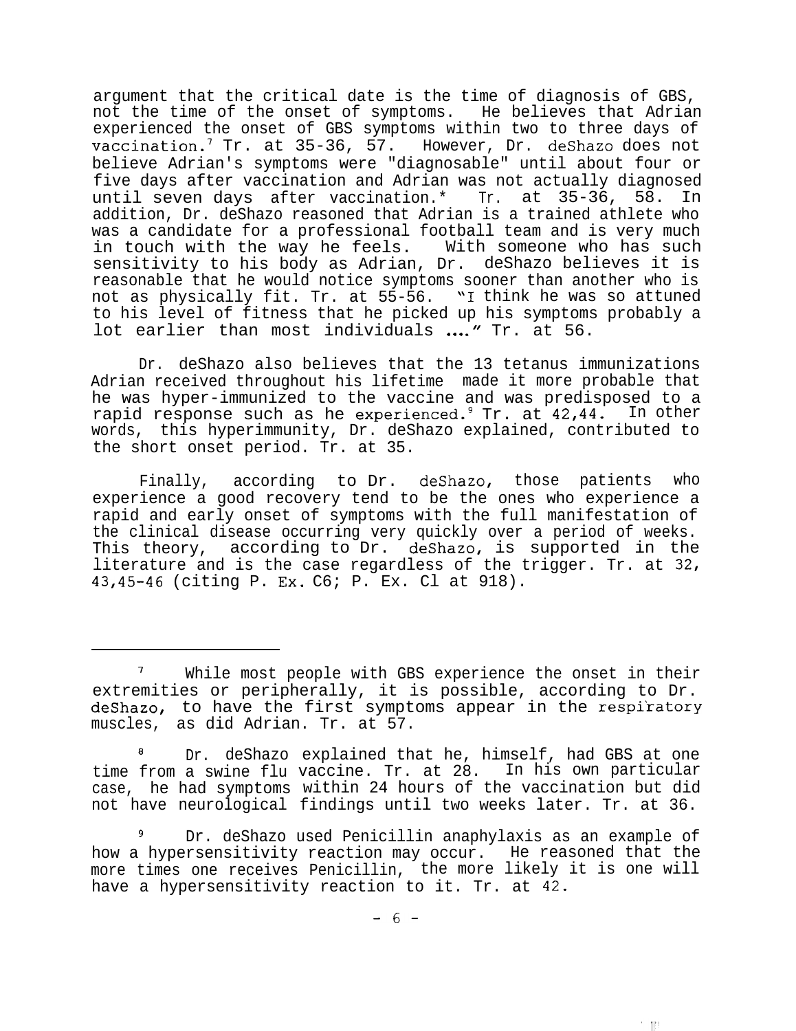argument that the critical date is the time of diagnosis of GBS, not the time of the onset of symptoms. He believes that Adrian experienced the onset of GBS symptoms within two to three days of vaccination.[7] Tr. at 35-36, 57. However, Dr. deShazo does not believe Adrian's symptoms were "diagnosable" until about four or five days after vaccination and Adrian was not actually diagnosed until seven days after vaccination.[8] Tr. at 35-36, 58. In addition, Dr. deShazo reasoned that Adrian is a trained athlete who was a candidate for a professional football team and is very much in touch with the way he feels. With someone who has such sensitivity to his body as Adrian, Dr. deShazo believes it is reasonable that he would notice symptoms sooner than another who is not as physically fit. Tr. at 55-56. "I think he was so attuned to his level of fitness that he picked up his symptoms probably a lot earlier than most individuals ...." Tr. at 56.

Dr. deShazo also believes that the 13 tetanus immunizations Adrian received throughout his lifetime made it more probable that he was hyper-immunized to the vaccine and was predisposed to a rapid response such as he experienced.[9] Tr. at 42,44. In other words, this hyperimmunity, Dr. deShazo explained, contributed to the short onset period. Tr. at 35.

Finally, according to Dr. deShazo, those patients who experience a good recovery tend to be the ones who experience a rapid and early onset of symptoms with the full manifestation of the clinical disease occurring very quickly over a period of weeks. This theory, according to Dr. deShazo, is supported in the literature and is the case regardless of the trigger. Tr. at 32, 43,45-46 (citing P. Ex. C6; P. Ex. C1 at 918).

---

[7] While most people with GBS experience the onset in their extremities or peripherally, it is possible, according to Dr. deShazo, to have the first symptoms appear in the respiratory muscles, as did Adrian. Tr. at 57.

[8] Dr. deShazo explained that he, himself, had GBS at one time from a swine flu vaccine. Tr. at 28. In his own particular case, he had symptoms within 24 hours of the vaccination but did not have neurological findings until two weeks later. Tr. at 36.

[9] Dr. deShazo used Penicillin anaphylaxis as an example of how a hypersensitivity reaction may occur. He reasoned that the more times one receives Penicillin, the more likely it is one will have a hypersensitivity reaction to it. Tr. at 42.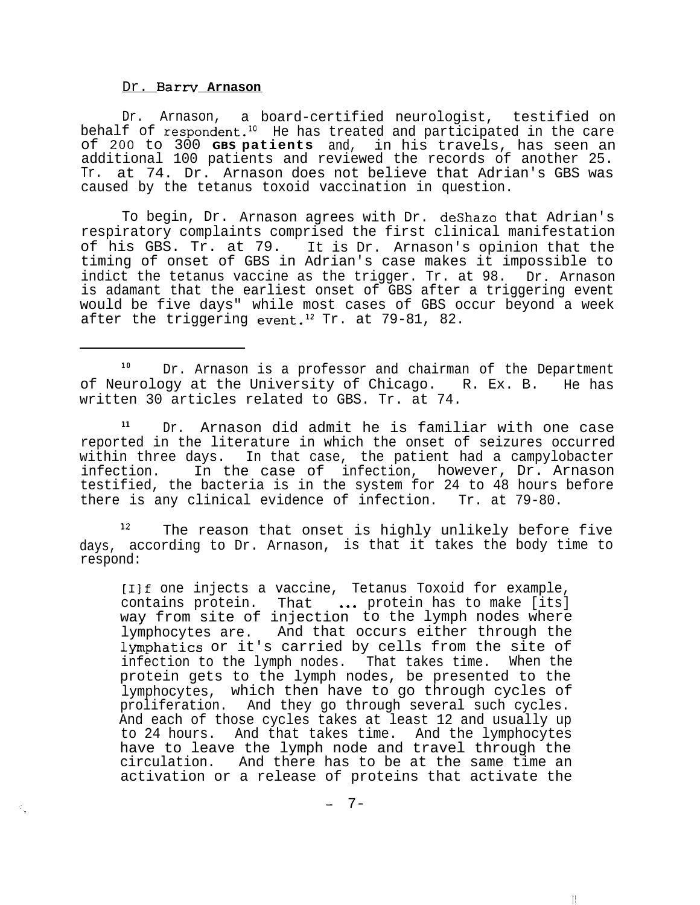Dr. Barry Arnason

Dr. Arnason, a board-certified neurologist, testified on behalf of respondent.[10] He has treated and participated in the care of 200 to 300 **GBS patients** and, in his travels, has seen an additional 100 patients and reviewed the records of another 25. Tr. at 74. Dr. Arnason does not believe that Adrian's GBS was caused by the tetanus toxoid vaccination in question.

To begin, Dr. Arnason agrees with Dr. deShazo that Adrian's respiratory complaints comprised the first clinical manifestation of his GBS. Tr. at 79. It is Dr. Arnason's opinion that the timing of onset of GBS in Adrian's case makes it impossible to indict the tetanus vaccine as the trigger. Tr. at 98. Dr. Arnason is adamant that the earliest onset of GBS after a triggering event would be five days" while most cases of GBS occur beyond a week after the triggering event.[12] Tr. at 79-81, 82.

---

[10] Dr. Arnason is a professor and chairman of the Department of Neurology at the University of Chicago. R. Ex. B. He has written 30 articles related to GBS. Tr. at 74.

[11] Dr. Arnason did admit he is familiar with one case reported in the literature in which the onset of seizures occurred within three days. In that case, the patient had a campylobacter infection. In the case of infection, however, Dr. Arnason testified, the bacteria is in the system for 24 to 48 hours before there is any clinical evidence of infection. Tr. at 79-80.

[12] The reason that onset is highly unlikely before five days, according to Dr. Arnason, is that it takes the body time to respond:

> [I]f one injects a vaccine, Tetanus Toxoid for example, contains protein. That ... protein has to make [its] way from site of injection to the lymph nodes where lymphocytes are. And that occurs either through the lymphatics or it's carried by cells from the site of infection to the lymph nodes. That takes time. When the protein gets to the lymph nodes, be presented to the lymphocytes, which then have to go through cycles of proliferation. And they go through several such cycles. And each of those cycles takes at least 12 and usually up to 24 hours. And that takes time. And the lymphocytes have to leave the lymph node and travel through the circulation. And there has to be at the same time an activation or a release of proteins that activate the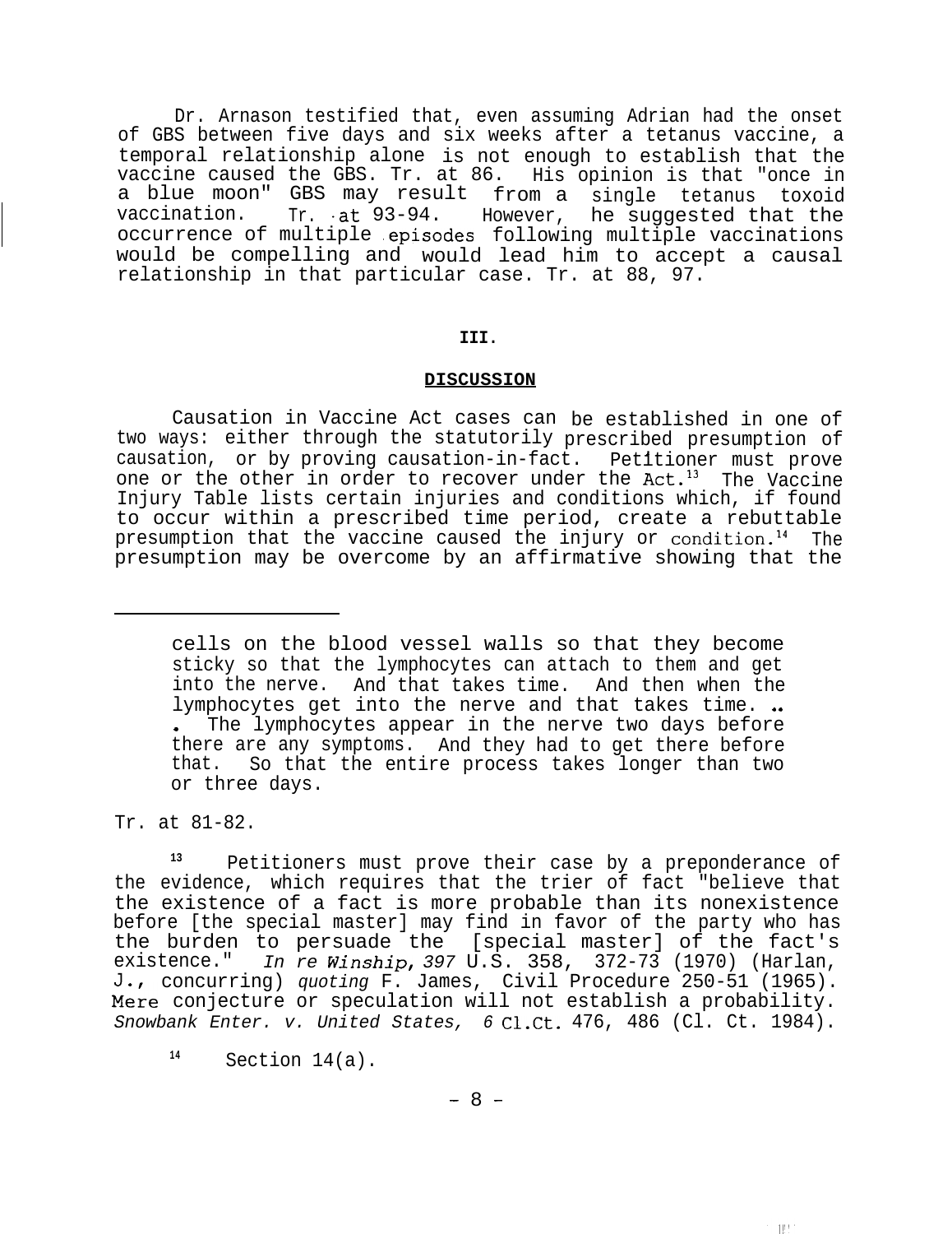Dr. Arnason testified that, even assuming Adrian had the onset of GBS between five days and six weeks after a tetanus vaccine, a temporal relationship alone is not enough to establish that the vaccine caused the GBS. Tr. at 86. His opinion is that "once in a blue moon" GBS may result from a single tetanus toxoid vaccination. Tr. at 93-94. However, he suggested that the occurrence of multiple episodes following multiple vaccinations would be compelling and would lead him to accept a causal relationship in that particular case. Tr. at 88, 97.

## III.

## DISCUSSION

Causation in Vaccine Act cases can be established in one of two ways: either through the statutorily prescribed presumption of causation, or by proving causation-in-fact. Petitioner must prove one or the other in order to recover under the Act.[13] The Vaccine Injury Table lists certain injuries and conditions which, if found to occur within a prescribed time period, create a rebuttable presumption that the vaccine caused the injury or condition.[14] The presumption may be overcome by an affirmative showing that the

---

> cells on the blood vessel walls so that they become sticky so that the lymphocytes can attach to them and get into the nerve. And that takes time. And then when the lymphocytes get into the nerve and that takes time. . . . The lymphocytes appear in the nerve two days before there are any symptoms. And they had to get there before that. So that the entire process takes longer than two or three days.

Tr. at 81-82.

[13] Petitioners must prove their case by a preponderance of the evidence, which requires that the trier of fact "believe that the existence of a fact is more probable than its nonexistence before [the special master] may find in favor of the party who has the burden to persuade the [special master] of the fact's existence." *In re Winship*, 397 U.S. 358, 372-73 (1970) (Harlan, J., concurring) *quoting* F. James, Civil Procedure 250-51 (1965). Mere conjecture or speculation will not establish a probability. *Snowbank Enter. v. United States,* 6 Cl.Ct. 476, 486 (Cl. Ct. 1984).

[14] Section 14(a).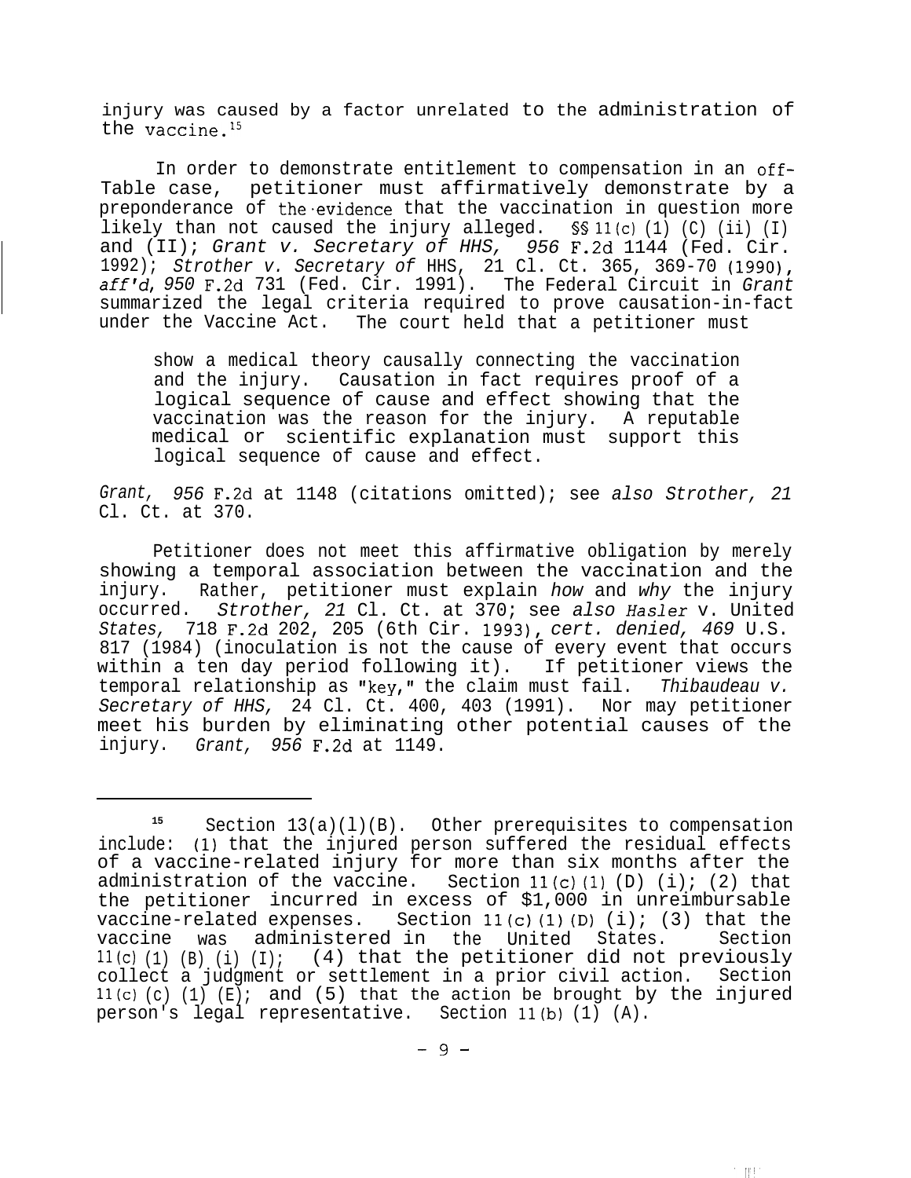injury was caused by a factor unrelated to the administration of the vaccine.[15]

In order to demonstrate entitlement to compensation in an off-Table case, petitioner must affirmatively demonstrate by a preponderance of the evidence that the vaccination in question more likely than not caused the injury alleged. §§ 11(c)(1)(C)(ii)(I) and (II); *Grant v. Secretary of HHS,* 956 F.2d 1144 (Fed. Cir. 1992); *Strother v. Secretary of* HHS, 21 Cl. Ct. 365, 369-70 (1990), *aff'd*, 950 F.2d 731 (Fed. Cir. 1991). The Federal Circuit in *Grant* summarized the legal criteria required to prove causation-in-fact under the Vaccine Act. The court held that a petitioner must

> show a medical theory causally connecting the vaccination and the injury. Causation in fact requires proof of a logical sequence of cause and effect showing that the vaccination was the reason for the injury. A reputable medical or scientific explanation must support this logical sequence of cause and effect.

*Grant,* 956 F.2d at 1148 (citations omitted); see *also Strother,* 21 Cl. Ct. at 370.

Petitioner does not meet this affirmative obligation by merely showing a temporal association between the vaccination and the injury. Rather, petitioner must explain *how* and *why* the injury occurred. *Strother,* 21 Cl. Ct. at 370; see *also Hasler* v. United *States,* 718 F.2d 202, 205 (6th Cir. 1993), *cert. denied,* 469 U.S. 817 (1984) (inoculation is not the cause of every event that occurs within a ten day period following it). If petitioner views the temporal relationship as "key," the claim must fail. *Thibaudeau v. Secretary of HHS,* 24 Cl. Ct. 400, 403 (1991). Nor may petitioner meet his burden by eliminating other potential causes of the injury. *Grant,* 956 F.2d at 1149.

---

[15] Section 13(a)(l)(B). Other prerequisites to compensation include: (1) that the injured person suffered the residual effects of a vaccine-related injury for more than six months after the administration of the vaccine. Section 11(c)(1)(D)(i); (2) that the petitioner incurred in excess of $1,000 in unreimbursable vaccine-related expenses. Section 11(c)(1)(D)(i); (3) that the vaccine was administered in the United States. Section 11(c)(1)(B)(i)(I); (4) that the petitioner did not previously collect a judgment or settlement in a prior civil action. Section 11(c)(c)(1)(E); and (5) that the action be brought by the injured person's legal representative. Section 11(b)(1)(A).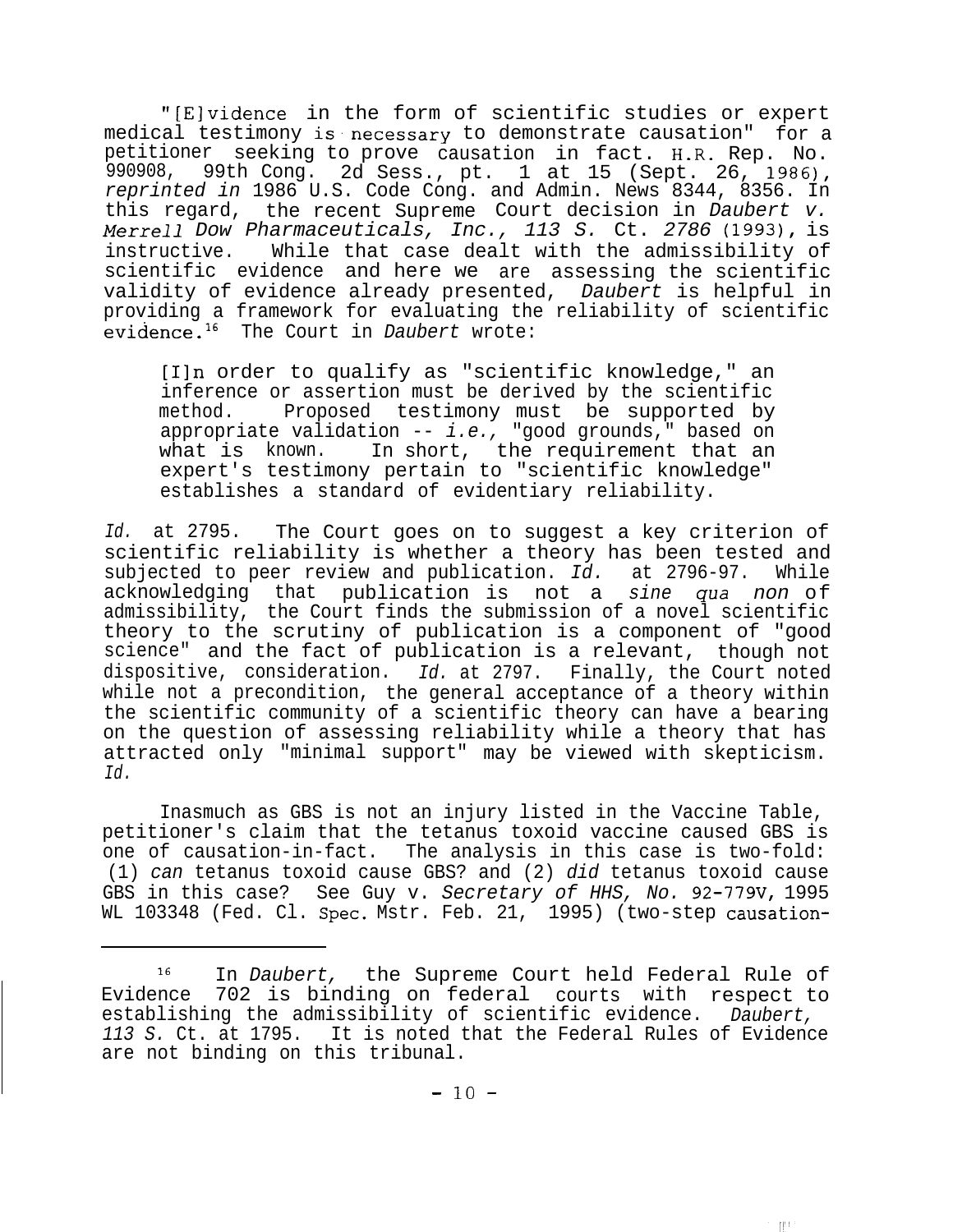"[E]vidence in the form of scientific studies or expert medical testimony is necessary to demonstrate causation" for a petitioner seeking to prove causation in fact. H.R. Rep. No. 990908, 99th Cong. 2d Sess., pt. 1 at 15 (Sept. 26, 1986), *reprinted in* 1986 U.S. Code Cong. and Admin. News 8344, 8356. In this regard, the recent Supreme Court decision in *Daubert v. Merrell Dow Pharmaceuticals, Inc., 113 S.* Ct. *2786* (1993), is instructive. While that case dealt with the admissibility of scientific evidence and here we are assessing the scientific validity of evidence already presented, *Daubert* is helpful in providing a framework for evaluating the reliability of scientific evidence.[16] The Court in *Daubert* wrote:

> [I]n order to qualify as "scientific knowledge," an inference or assertion must be derived by the scientific method. Proposed testimony must be supported by appropriate validation -- *i.e.,* "good grounds," based on what is known. In short, the requirement that an expert's testimony pertain to "scientific knowledge" establishes a standard of evidentiary reliability.

*Id.* at 2795. The Court goes on to suggest a key criterion of scientific reliability is whether a theory has been tested and subjected to peer review and publication. *Id.* at 2796-97. While acknowledging that publication is not a *sine qua non* of admissibility, the Court finds the submission of a novel scientific theory to the scrutiny of publication is a component of "good science" and the fact of publication is a relevant, though not dispositive, consideration. *Id.* at 2797. Finally, the Court noted while not a precondition, the general acceptance of a theory within the scientific community of a scientific theory can have a bearing on the question of assessing reliability while a theory that has attracted only "minimal support" may be viewed with skepticism. *Id.*

Inasmuch as GBS is not an injury listed in the Vaccine Table, petitioner's claim that the tetanus toxoid vaccine caused GBS is one of causation-in-fact. The analysis in this case is two-fold: (1) *can* tetanus toxoid cause GBS? and (2) *did* tetanus toxoid cause GBS in this case? See Guy v. *Secretary of HHS, No.* 92-779V, 1995 WL 103348 (Fed. Cl. Spec. Mstr. Feb. 21, 1995) (two-step causation-

---

[16] In *Daubert,* the Supreme Court held Federal Rule of Evidence 702 is binding on federal courts with respect to establishing the admissibility of scientific evidence. *Daubert, 113 S.* Ct. at 1795. It is noted that the Federal Rules of Evidence are not binding on this tribunal.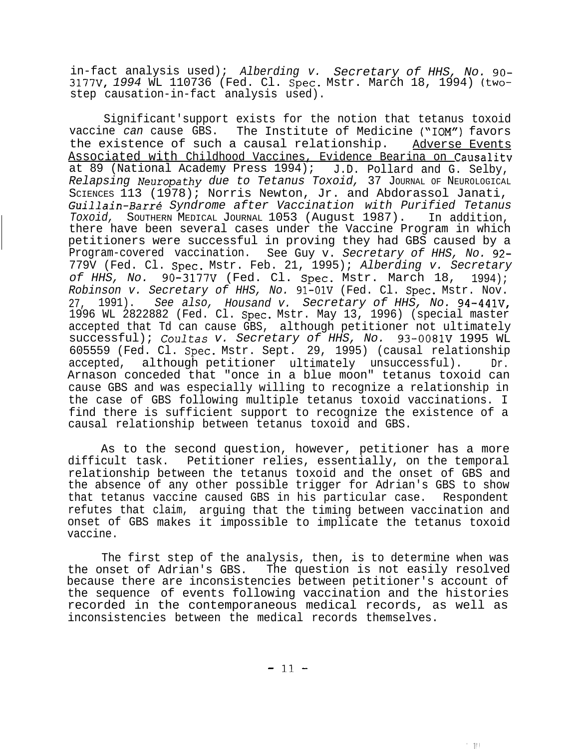in-fact analysis used); *Alberding v. Secretary of HHS, No. 90-3177V, 1994* WL 110736 (Fed. Cl. Spec. Mstr. March 18, 1994) (two-step causation-in-fact analysis used).

Significant support exists for the notion that tetanus toxoid vaccine *can* cause GBS. The Institute of Medicine ("IOM") favors the existence of such a causal relationship. Adverse Events Associated with Childhood Vaccines, Evidence Bearing on Causality at 89 (National Academy Press 1994); J.D. Pollard and G. Selby, *Relapsing Neuropathy due to Tetanus Toxoid,* 37 JOURNAL OF NEUROLOGICAL SCIENCES 113 (1978); Norris Newton, Jr. and Abdorassol Janati, *Guillain-Barré Syndrome after Vaccination with Purified Tetanus Toxoid,* SOUTHERN MEDICAL JOURNAL 1053 (August 1987). In addition, there have been several cases under the Vaccine Program in which petitioners were successful in proving they had GBS caused by a Program-covered vaccination. See Guy v. *Secretary of HHS, No. 92-*779V (Fed. Cl. Spec. Mstr. Feb. 21, 1995); *Alberding v. Secretary of HHS, No.* 90-3177V (Fed. Cl. Spec. Mstr. March 18, 1994); *Robinson v. Secretary of HHS, No.* 91-01V (Fed. Cl. Spec. Mstr. Nov. 27, 1991). *See also, Housand v. Secretary of HHS, No.* 94-441V, 1996 WL 2822882 (Fed. Cl. Spec. Mstr. May 13, 1996) (special master accepted that Td can cause GBS, although petitioner not ultimately successful); *Coultas v. Secretary of HHS, No.* 93-0081V 1995 WL 605559 (Fed. Cl. Spec. Mstr. Sept. 29, 1995) (causal relationship accepted, although petitioner ultimately unsuccessful). Dr. Arnason conceded that "once in a blue moon" tetanus toxoid can cause GBS and was especially willing to recognize a relationship in the case of GBS following multiple tetanus toxoid vaccinations. I find there is sufficient support to recognize the existence of a causal relationship between tetanus toxoid and GBS.

As to the second question, however, petitioner has a more difficult task. Petitioner relies, essentially, on the temporal relationship between the tetanus toxoid and the onset of GBS and the absence of any other possible trigger for Adrian's GBS to show that tetanus vaccine caused GBS in his particular case. Respondent refutes that claim, arguing that the timing between vaccination and onset of GBS makes it impossible to implicate the tetanus toxoid vaccine.

The first step of the analysis, then, is to determine when was the onset of Adrian's GBS. The question is not easily resolved because there are inconsistencies between petitioner's account of the sequence of events following vaccination and the histories recorded in the contemporaneous medical records, as well as inconsistencies between the medical records themselves.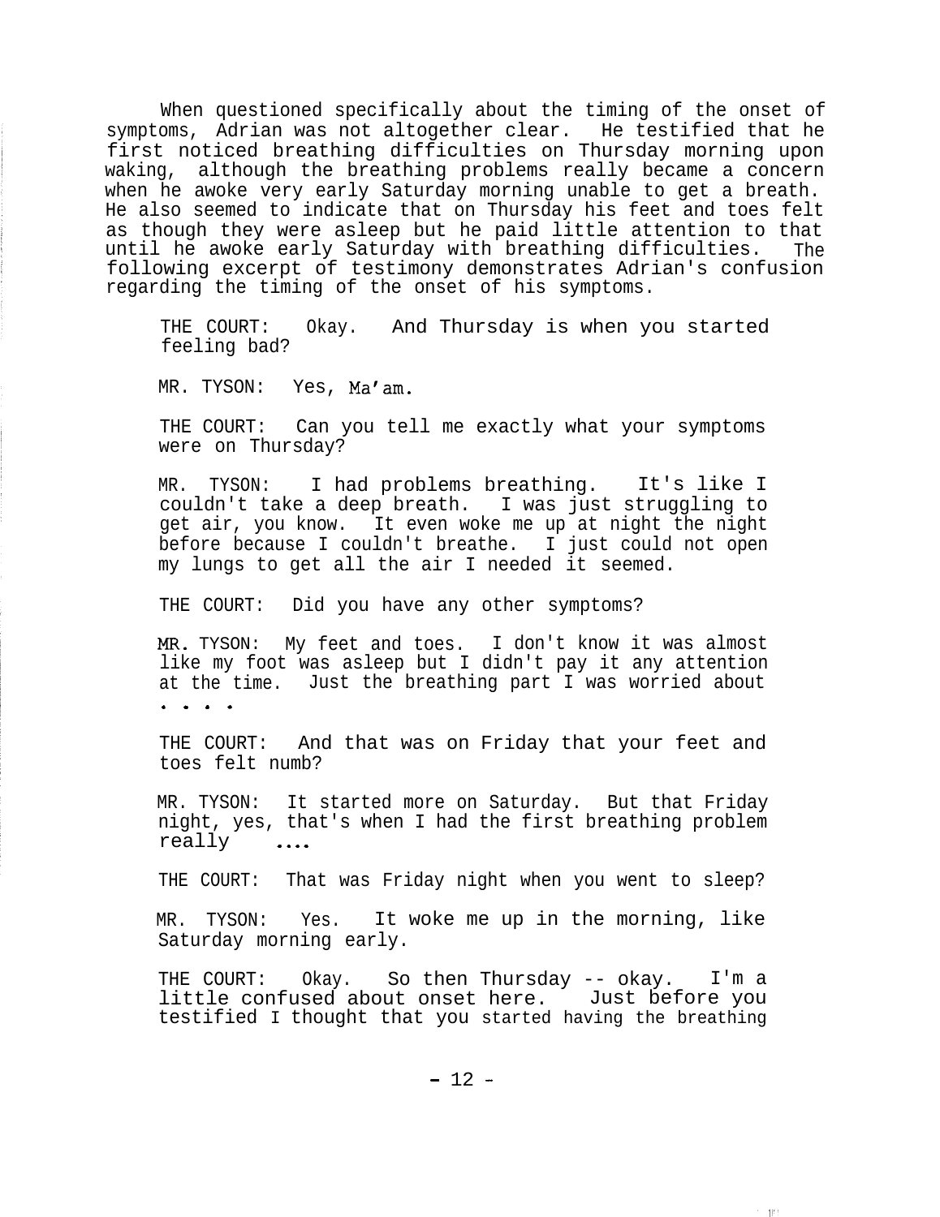When questioned specifically about the timing of the onset of symptoms, Adrian was not altogether clear. He testified that he first noticed breathing difficulties on Thursday morning upon waking, although the breathing problems really became a concern when he awoke very early Saturday morning unable to get a breath. He also seemed to indicate that on Thursday his feet and toes felt as though they were asleep but he paid little attention to that until he awoke early Saturday with breathing difficulties. The following excerpt of testimony demonstrates Adrian's confusion regarding the timing of the onset of his symptoms.

> THE COURT: Okay. And Thursday is when you started feeling bad?
>
> MR. TYSON: Yes, Ma'am.
>
> THE COURT: Can you tell me exactly what your symptoms were on Thursday?
>
> MR. TYSON: I had problems breathing. It's like I couldn't take a deep breath. I was just struggling to get air, you know. It even woke me up at night the night before because I couldn't breathe. I just could not open my lungs to get all the air I needed it seemed.
>
> THE COURT: Did you have any other symptoms?
>
> MR. TYSON: My feet and toes. I don't know it was almost like my foot was asleep but I didn't pay it any attention at the time. Just the breathing part I was worried about . . . .
>
> THE COURT: And that was on Friday that your feet and toes felt numb?
>
> MR. TYSON: It started more on Saturday. But that Friday night, yes, that's when I had the first breathing problem really ....
>
> THE COURT: That was Friday night when you went to sleep?
>
> MR. TYSON: Yes. It woke me up in the morning, like Saturday morning early.
>
> THE COURT: Okay. So then Thursday -- okay. I'm a little confused about onset here. Just before you testified I thought that you started having the breathing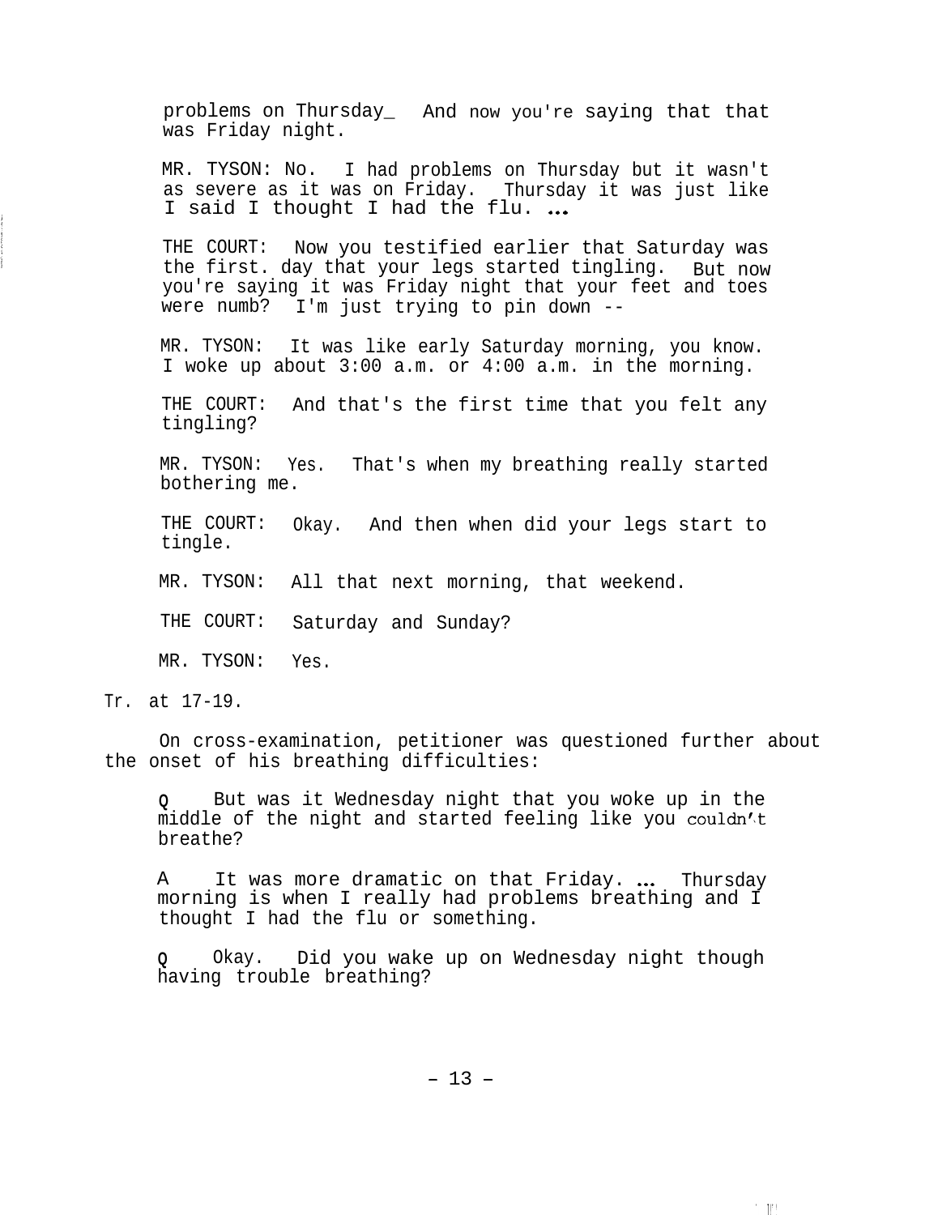problems on Thursday_ And now you're saying that that was Friday night.

MR. TYSON: No. I had problems on Thursday but it wasn't as severe as it was on Friday. Thursday it was just like I said I thought I had the flu. ...

THE COURT: Now you testified earlier that Saturday was the first. day that your legs started tingling. But now you're saying it was Friday night that your feet and toes were numb? I'm just trying to pin down --

MR. TYSON: It was like early Saturday morning, you know. I woke up about 3:00 a.m. or 4:00 a.m. in the morning.

THE COURT: And that's the first time that you felt any tingling?

MR. TYSON: Yes. That's when my breathing really started bothering me.

THE COURT: Okay. And then when did your legs start to tingle.

MR. TYSON: All that next morning, that weekend.

THE COURT: Saturday and Sunday?

MR. TYSON: Yes.

Tr. at 17-19.

On cross-examination, petitioner was questioned further about the onset of his breathing difficulties:

Q But was it Wednesday night that you woke up in the middle of the night and started feeling like you couldn't breathe?

A It was more dramatic on that Friday. ... Thursday morning is when I really had problems breathing and I thought I had the flu or something.

Q Okay. Did you wake up on Wednesday night though having trouble breathing?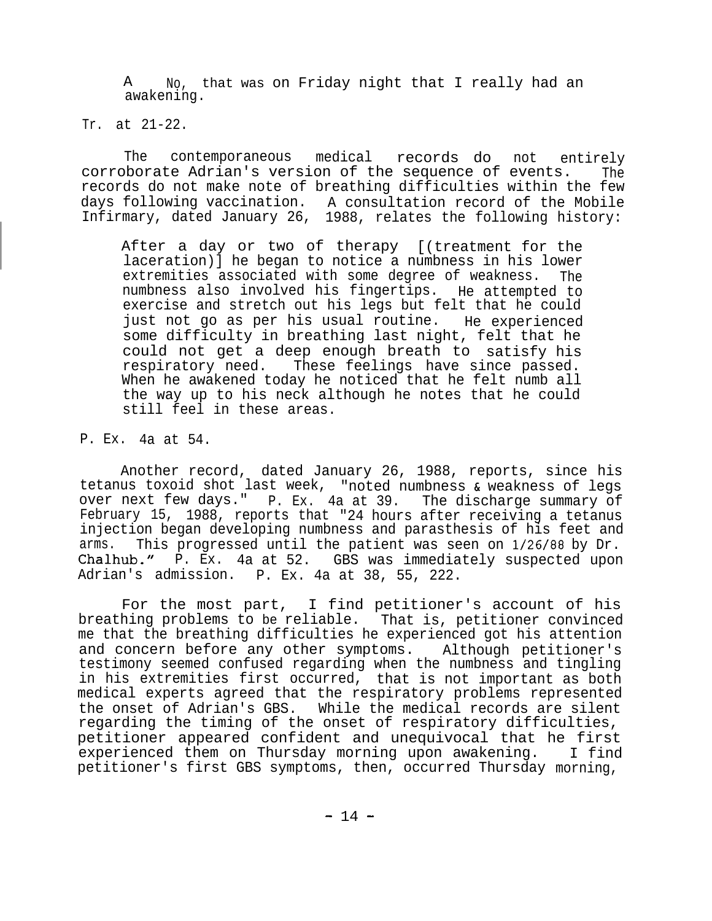A No, that was on Friday night that I really had an awakening.

Tr. at 21-22.

The contemporaneous medical records do not entirely corroborate Adrian's version of the sequence of events. The records do not make note of breathing difficulties within the few days following vaccination. A consultation record of the Mobile Infirmary, dated January 26, 1988, relates the following history:

> After a day or two of therapy [(treatment for the laceration)] he began to notice a numbness in his lower extremities associated with some degree of weakness. The numbness also involved his fingertips. He attempted to exercise and stretch out his legs but felt that he could just not go as per his usual routine. He experienced some difficulty in breathing last night, felt that he could not get a deep enough breath to satisfy his respiratory need. These feelings have since passed. When he awakened today he noticed that he felt numb all the way up to his neck although he notes that he could still feel in these areas.

P. Ex. 4a at 54.

Another record, dated January 26, 1988, reports, since his tetanus toxoid shot last week, "noted numbness & weakness of legs over next few days." P. Ex. 4a at 39. The discharge summary of February 15, 1988, reports that "24 hours after receiving a tetanus injection began developing numbness and parasthesis of his feet and arms. This progressed until the patient was seen on 1/26/88 by Dr. Chalhub." P. Ex. 4a at 52. GBS was immediately suspected upon Adrian's admission. P. Ex. 4a at 38, 55, 222.

For the most part, I find petitioner's account of his breathing problems to be reliable. That is, petitioner convinced me that the breathing difficulties he experienced got his attention and concern before any other symptoms. Although petitioner's testimony seemed confused regarding when the numbness and tingling in his extremities first occurred, that is not important as both medical experts agreed that the respiratory problems represented the onset of Adrian's GBS. While the medical records are silent regarding the timing of the onset of respiratory difficulties, petitioner appeared confident and unequivocal that he first experienced them on Thursday morning upon awakening. I find petitioner's first GBS symptoms, then, occurred Thursday morning,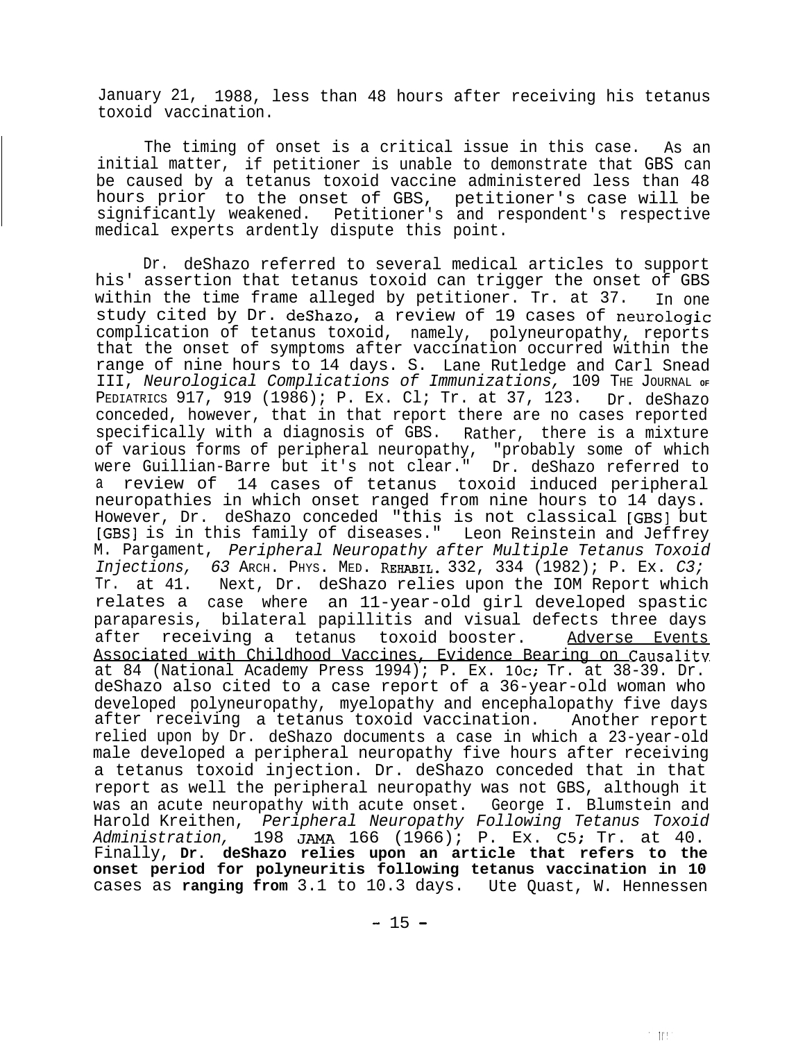January 21, 1988, less than 48 hours after receiving his tetanus toxoid vaccination.

The timing of onset is a critical issue in this case. As an initial matter, if petitioner is unable to demonstrate that GBS can be caused by a tetanus toxoid vaccine administered less than 48 hours prior to the onset of GBS, petitioner's case will be significantly weakened. Petitioner's and respondent's respective medical experts ardently dispute this point.

Dr. deShazo referred to several medical articles to support his' assertion that tetanus toxoid can trigger the onset of GBS within the time frame alleged by petitioner. Tr. at 37. In one study cited by Dr. deShazo, a review of 19 cases of neurologic complication of tetanus toxoid, namely, polyneuropathy, reports that the onset of symptoms after vaccination occurred within the range of nine hours to 14 days. S. Lane Rutledge and Carl Snead III, *Neurological Complications of Immunizations,* 109 THE JOURNAL OF PEDIATRICS 917, 919 (1986); P. Ex. Cl; Tr. at 37, 123. Dr. deShazo conceded, however, that in that report there are no cases reported specifically with a diagnosis of GBS. Rather, there is a mixture of various forms of peripheral neuropathy, "probably some of which were Guillian-Barre but it's not clear." Dr. deShazo referred to a review of 14 cases of tetanus toxoid induced peripheral neuropathies in which onset ranged from nine hours to 14 days. However, Dr. deShazo conceded "this is not classical [GBS] but [GBS] is in this family of diseases." Leon Reinstein and Jeffrey M. Pargament, *Peripheral Neuropathy after Multiple Tetanus Toxoid Injections, 63* ARCH. PHYS. MED. REHABIL. 332, 334 (1982); P. Ex. *C3;* Tr. at 41. Next, Dr. deShazo relies upon the IOM Report which relates a case where an 11-year-old girl developed spastic paraparesis, bilateral papillitis and visual defects three days after receiving a tetanus toxoid booster. <u>Adverse Events Associated with Childhood Vaccines, Evidence Bearing on Causality</u> at 84 (National Academy Press 1994); P. Ex. 10c; Tr. at 38-39. Dr. deShazo also cited to a case report of a 36-year-old woman who developed polyneuropathy, myelopathy and encephalopathy five days after receiving a tetanus toxoid vaccination. Another report relied upon by Dr. deShazo documents a case in which a 23-year-old male developed a peripheral neuropathy five hours after receiving a tetanus toxoid injection. Dr. deShazo conceded that in that report as well the peripheral neuropathy was not GBS, although it was an acute neuropathy with acute onset. George I. Blumstein and Harold Kreithen, *Peripheral Neuropathy Following Tetanus Toxoid Administration,* 198 JAMA 166 (1966); P. Ex. C5; Tr. at 40. Finally, **Dr. deShazo relies upon an article that refers to the onset period for polyneuritis following tetanus vaccination in 10** cases as **ranging from** 3.1 to 10.3 days. Ute Quast, W. Hennessen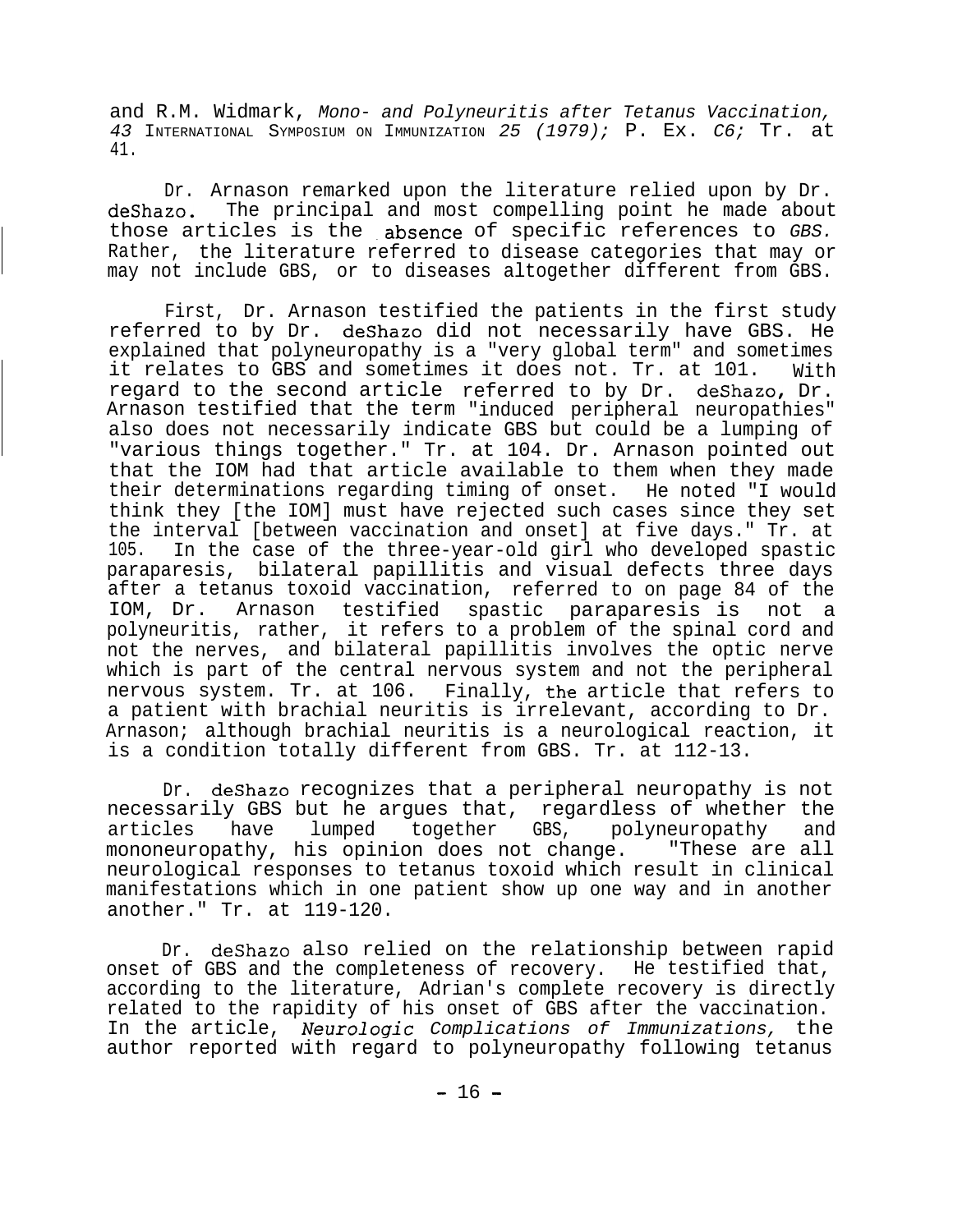and R.M. Widmark, *Mono- and Polyneuritis after Tetanus Vaccination,* *43* INTERNATIONAL SYMPOSIUM ON IMMUNIZATION *25 (1979);* P. Ex. *C6;* Tr. at 41.

Dr. Arnason remarked upon the literature relied upon by Dr. deShazo. The principal and most compelling point he made about those articles is the absence of specific references to *GBS.* Rather, the literature referred to disease categories that may or may not include GBS, or to diseases altogether different from GBS.

First, Dr. Arnason testified the patients in the first study referred to by Dr. deShazo did not necessarily have GBS. He explained that polyneuropathy is a "very global term" and sometimes it relates to GBS and sometimes it does not. Tr. at 101. With regard to the second article referred to by Dr. deShazo, Dr. Arnason testified that the term "induced peripheral neuropathies" also does not necessarily indicate GBS but could be a lumping of "various things together." Tr. at 104. Dr. Arnason pointed out that the IOM had that article available to them when they made their determinations regarding timing of onset. He noted "I would think they [the IOM] must have rejected such cases since they set the interval [between vaccination and onset] at five days." Tr. at 105. In the case of the three-year-old girl who developed spastic paraparesis, bilateral papillitis and visual defects three days after a tetanus toxoid vaccination, referred to on page 84 of the IOM, Dr. Arnason testified spastic paraparesis is not a polyneuritis, rather, it refers to a problem of the spinal cord and not the nerves, and bilateral papillitis involves the optic nerve which is part of the central nervous system and not the peripheral nervous system. Tr. at 106. Finally, the article that refers to a patient with brachial neuritis is irrelevant, according to Dr. Arnason; although brachial neuritis is a neurological reaction, it is a condition totally different from GBS. Tr. at 112-13.

Dr. deShazo recognizes that a peripheral neuropathy is not necessarily GBS but he argues that, regardless of whether the articles have lumped together GBS, polyneuropathy and mononeuropathy, his opinion does not change. "These are all neurological responses to tetanus toxoid which result in clinical manifestations which in one patient show up one way and in another another." Tr. at 119-120.

Dr. deShazo also relied on the relationship between rapid onset of GBS and the completeness of recovery. He testified that, according to the literature, Adrian's complete recovery is directly related to the rapidity of his onset of GBS after the vaccination. In the article, *Neurologic Complications of Immunizations,* the author reported with regard to polyneuropathy following tetanus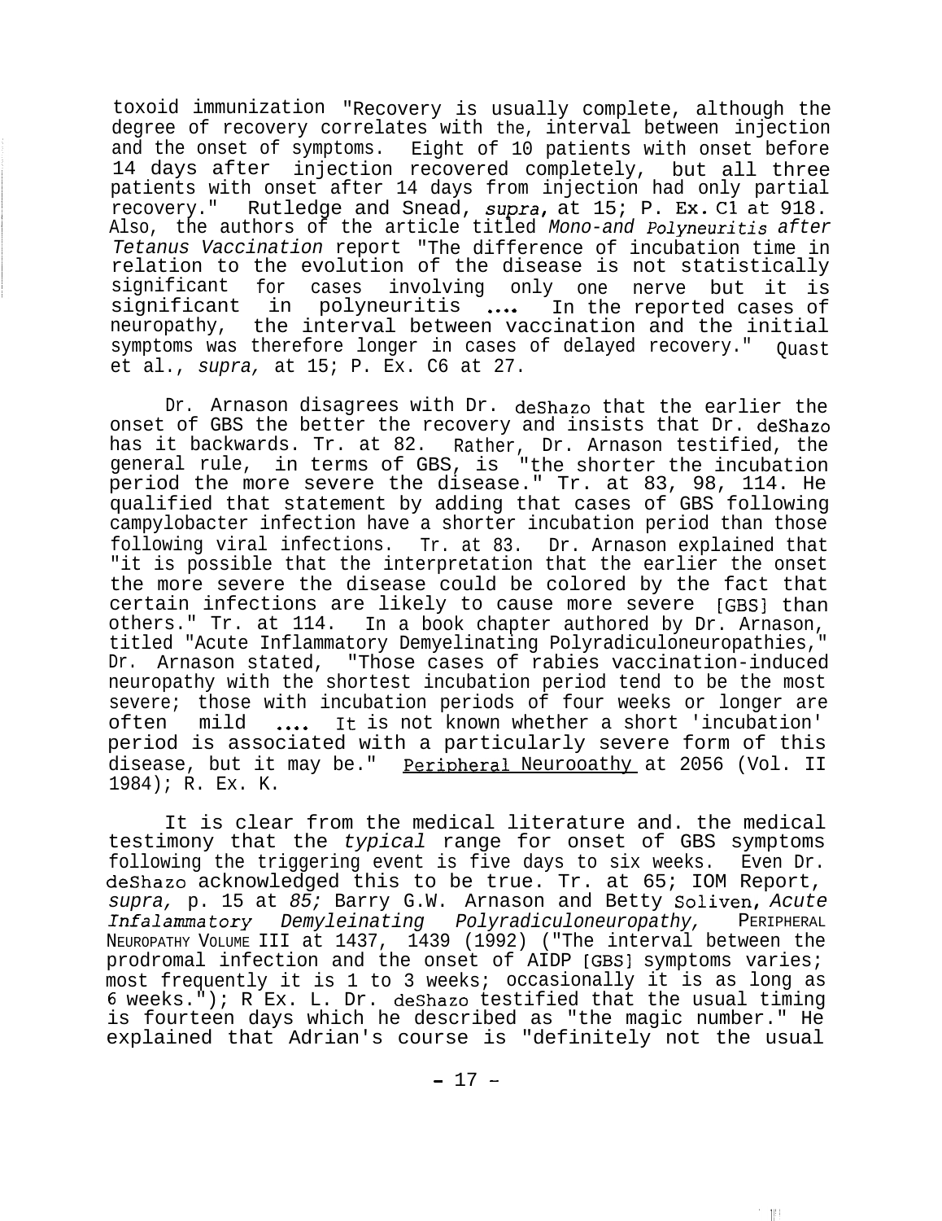toxoid immunization "Recovery is usually complete, although the degree of recovery correlates with the, interval between injection and the onset of symptoms. Eight of 10 patients with onset before 14 days after injection recovered completely, but all three patients with onset after 14 days from injection had only partial recovery." Rutledge and Snead, *supra*, at 15; P. Ex. C1 at 918. Also, the authors of the article titled *Mono-and Polyneuritis after Tetanus Vaccination* report "The difference of incubation time in relation to the evolution of the disease is not statistically significant for cases involving only one nerve but it is significant in polyneuritis .... In the reported cases of neuropathy, the interval between vaccination and the initial symptoms was therefore longer in cases of delayed recovery." Quast et al., *supra,* at 15; P. Ex. C6 at 27.

Dr. Arnason disagrees with Dr. deShazo that the earlier the onset of GBS the better the recovery and insists that Dr. deShazo has it backwards. Tr. at 82. Rather, Dr. Arnason testified, the general rule, in terms of GBS, is "the shorter the incubation period the more severe the disease." Tr. at 83, 98, 114. He qualified that statement by adding that cases of GBS following campylobacter infection have a shorter incubation period than those following viral infections. Tr. at 83. Dr. Arnason explained that "it is possible that the interpretation that the earlier the onset the more severe the disease could be colored by the fact that certain infections are likely to cause more severe [GBS] than others." Tr. at 114. In a book chapter authored by Dr. Arnason, titled "Acute Inflammatory Demyelinating Polyradiculoneuropathies," Dr. Arnason stated, "Those cases of rabies vaccination-induced neuropathy with the shortest incubation period tend to be the most severe; those with incubation periods of four weeks or longer are often mild .... It is not known whether a short 'incubation' period is associated with a particularly severe form of this disease, but it may be." Peripheral Neurooathy at 2056 (Vol. II 1984); R. Ex. K.

It is clear from the medical literature and. the medical testimony that the *typical* range for onset of GBS symptoms following the triggering event is five days to six weeks. Even Dr. deShazo acknowledged this to be true. Tr. at 65; IOM Report, *supra,* p. 15 at *85;* Barry G.W. Arnason and Betty Soliven, *Acute Infalammatory Demyleinating Polyradiculoneuropathy,* PERIPHERAL NEUROPATHY VOLUME III at 1437, 1439 (1992) ("The interval between the prodromal infection and the onset of AIDP [GBS] symptoms varies; most frequently it is 1 to 3 weeks; occasionally it is as long as 6 weeks."); R Ex. L. Dr. deShazo testified that the usual timing is fourteen days which he described as "the magic number." He explained that Adrian's course is "definitely not the usual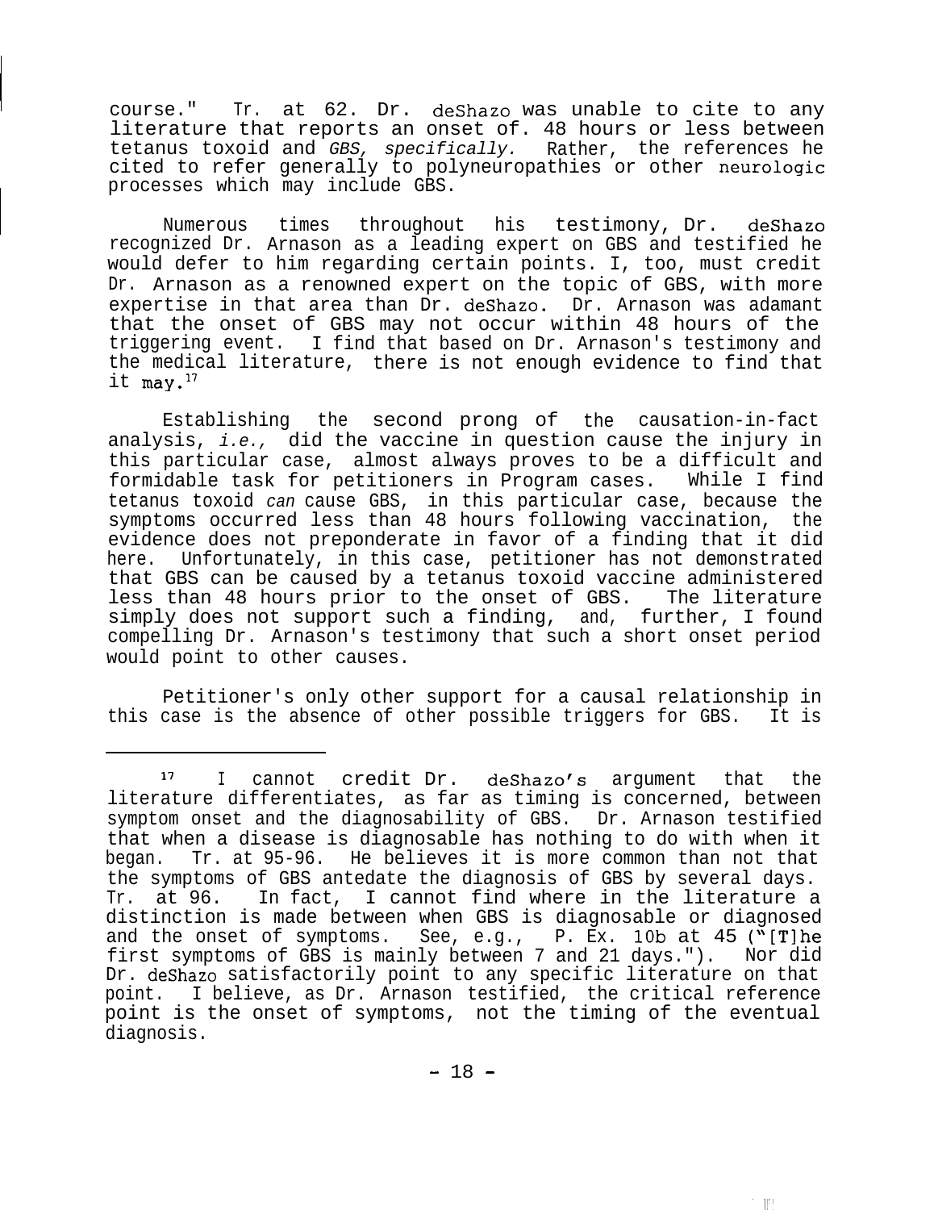course." Tr. at 62. Dr. deShazo was unable to cite to any literature that reports an onset of. 48 hours or less between tetanus toxoid and *GBS, specifically.* Rather, the references he cited to refer generally to polyneuropathies or other neurologic processes which may include GBS.

Numerous times throughout his testimony, Dr. deShazo recognized Dr. Arnason as a leading expert on GBS and testified he would defer to him regarding certain points. I, too, must credit Dr. Arnason as a renowned expert on the topic of GBS, with more expertise in that area than Dr. deShazo. Dr. Arnason was adamant that the onset of GBS may not occur within 48 hours of the triggering event. I find that based on Dr. Arnason's testimony and the medical literature, there is not enough evidence to find that it may.[17]

Establishing the second prong of the causation-in-fact analysis, *i.e.,* did the vaccine in question cause the injury in this particular case, almost always proves to be a difficult and formidable task for petitioners in Program cases. While I find tetanus toxoid *can* cause GBS, in this particular case, because the symptoms occurred less than 48 hours following vaccination, the evidence does not preponderate in favor of a finding that it did here. Unfortunately, in this case, petitioner has not demonstrated that GBS can be caused by a tetanus toxoid vaccine administered less than 48 hours prior to the onset of GBS. The literature simply does not support such a finding, and, further, I found compelling Dr. Arnason's testimony that such a short onset period would point to other causes.

Petitioner's only other support for a causal relationship in this case is the absence of other possible triggers for GBS. It is

---

[17] I cannot credit Dr. deShazo's argument that the literature differentiates, as far as timing is concerned, between symptom onset and the diagnosability of GBS. Dr. Arnason testified that when a disease is diagnosable has nothing to do with when it began. Tr. at 95-96. He believes it is more common than not that the symptoms of GBS antedate the diagnosis of GBS by several days. Tr. at 96. In fact, I cannot find where in the literature a distinction is made between when GBS is diagnosable or diagnosed and the onset of symptoms. See, e.g., P. Ex. 10b at 45 ("[T]he first symptoms of GBS is mainly between 7 and 21 days."). Nor did Dr. deShazo satisfactorily point to any specific literature on that point. I believe, as Dr. Arnason testified, the critical reference point is the onset of symptoms, not the timing of the eventual diagnosis.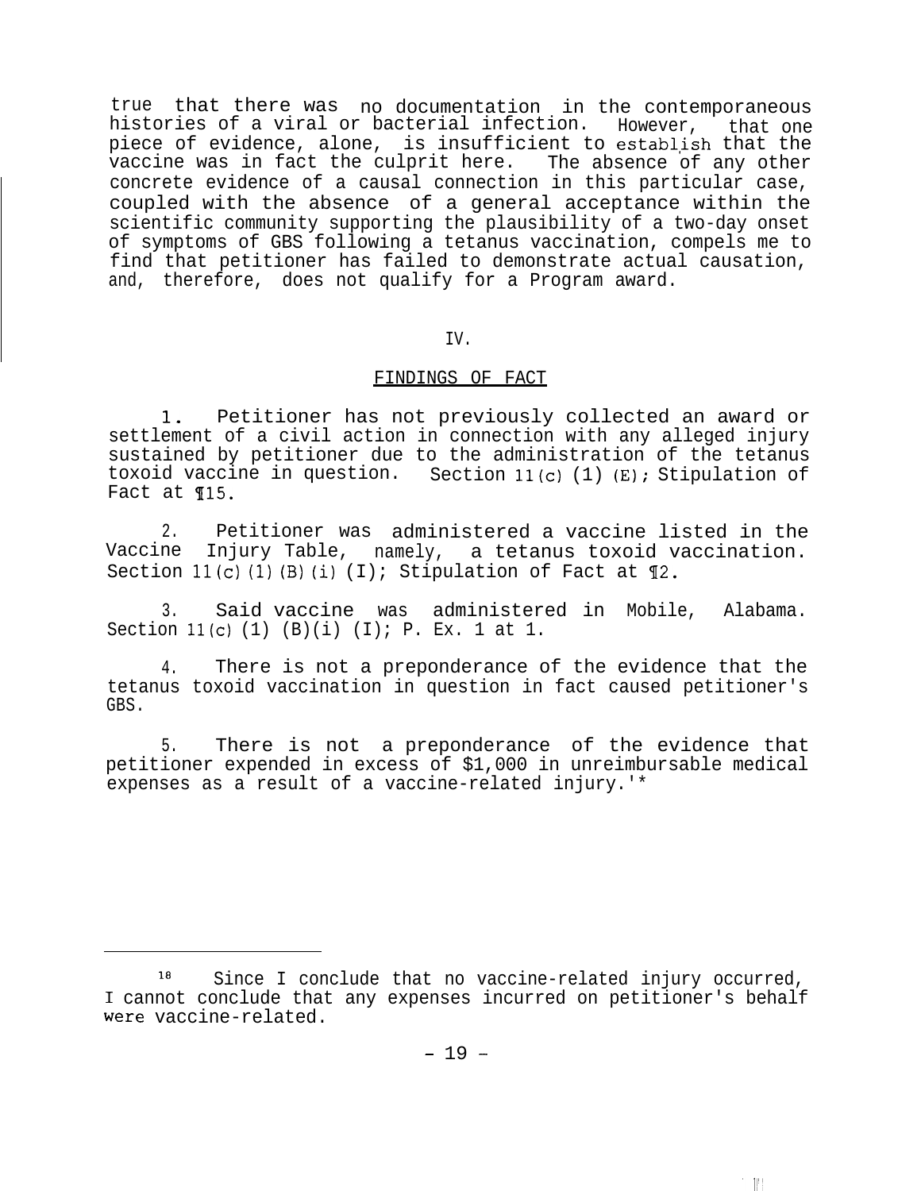true that there was no documentation in the contemporaneous histories of a viral or bacterial infection. However, that one piece of evidence, alone, is insufficient to establish that the vaccine was in fact the culprit here. The absence of any other concrete evidence of a causal connection in this particular case, coupled with the absence of a general acceptance within the scientific community supporting the plausibility of a two-day onset of symptoms of GBS following a tetanus vaccination, compels me to find that petitioner has failed to demonstrate actual causation, and, therefore, does not qualify for a Program award.

IV.

FINDINGS OF FACT

1. Petitioner has not previously collected an award or settlement of a civil action in connection with any alleged injury sustained by petitioner due to the administration of the tetanus toxoid vaccine in question. Section 11(c) (1) (E); Stipulation of Fact at ¶15.

2. Petitioner was administered a vaccine listed in the Vaccine Injury Table, namely, a tetanus toxoid vaccination. Section 11(c)(1)(B)(i) (I); Stipulation of Fact at ¶2.

3. Said vaccine was administered in Mobile, Alabama. Section 11(c) (1) (B)(i) (I); P. Ex. 1 at 1.

4. There is not a preponderance of the evidence that the tetanus toxoid vaccination in question in fact caused petitioner's GBS.

5. There is not a preponderance of the evidence that petitioner expended in excess of $1,000 in unreimbursable medical expenses as a result of a vaccine-related injury.[18]

---

[18] Since I conclude that no vaccine-related injury occurred, I cannot conclude that any expenses incurred on petitioner's behalf were vaccine-related.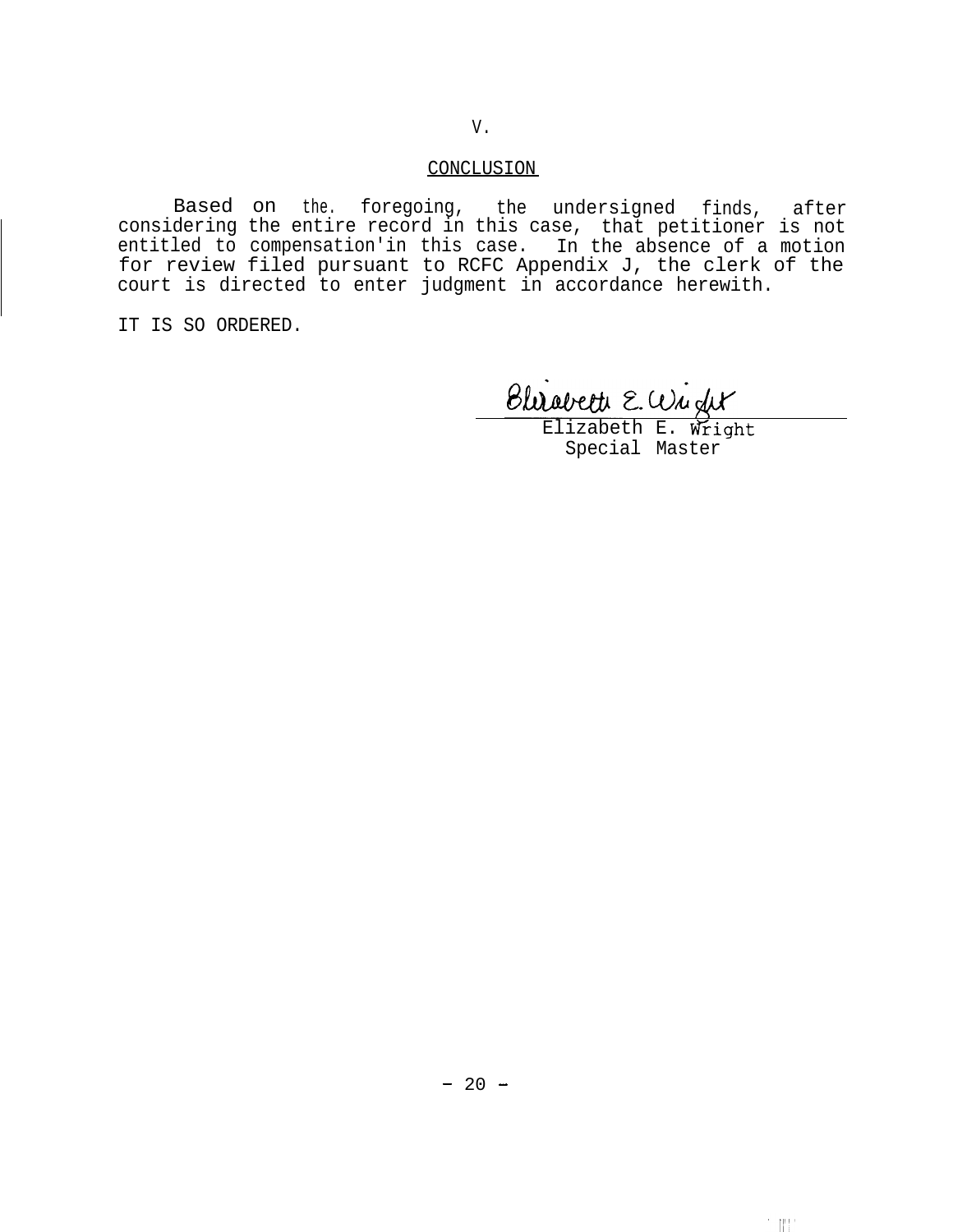V.

## CONCLUSION

Based on the foregoing, the undersigned finds, after considering the entire record in this case, that petitioner is not entitled to compensation in this case. In the absence of a motion for review filed pursuant to RCFC Appendix J, the clerk of the court is directed to enter judgment in accordance herewith.

IT IS SO ORDERED.

Elizabeth E. Wright
Special Master